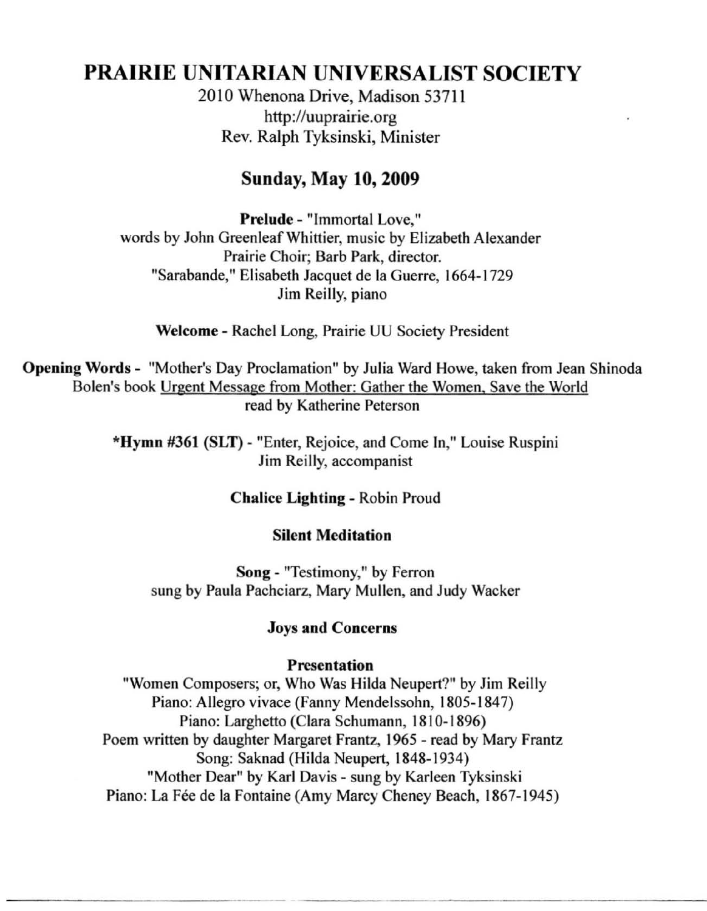# PRAIRIE UNITARIAN UNIVERSALIST SOCIETY

2010 Whenona Drive, Madison 53711
http://uuprairie.org
Rev. Ralph Tyksinski, Minister

## Sunday, May 10, 2009

**Prelude** - "Immortal Love,"
words by John Greenleaf Whittier, music by Elizabeth Alexander
Prairie Choir; Barb Park, director.
"Sarabande," Elisabeth Jacquet de la Guerre, 1664-1729
Jim Reilly, piano

**Welcome** - Rachel Long, Prairie UU Society President

**Opening Words** - "Mother's Day Proclamation" by Julia Ward Howe, taken from Jean Shinoda Bolen's book Urgent Message from Mother: Gather the Women, Save the World
read by Katherine Peterson

***Hymn #361 (SLT)** - "Enter, Rejoice, and Come In," Louise Ruspini
Jim Reilly, accompanist

**Chalice Lighting** - Robin Proud

**Silent Meditation**

**Song** - "Testimony," by Ferron
sung by Paula Pachciarz, Mary Mullen, and Judy Wacker

**Joys and Concerns**

**Presentation**

"Women Composers; or, Who Was Hilda Neupert?" by Jim Reilly
Piano: Allegro vivace (Fanny Mendelssohn, 1805-1847)
Piano: Larghetto (Clara Schumann, 1810-1896)
Poem written by daughter Margaret Frantz, 1965 - read by Mary Frantz
Song: Saknad (Hilda Neupert, 1848-1934)
"Mother Dear" by Karl Davis - sung by Karleen Tyksinski
Piano: La Fée de la Fontaine (Amy Marcy Cheney Beach, 1867-1945)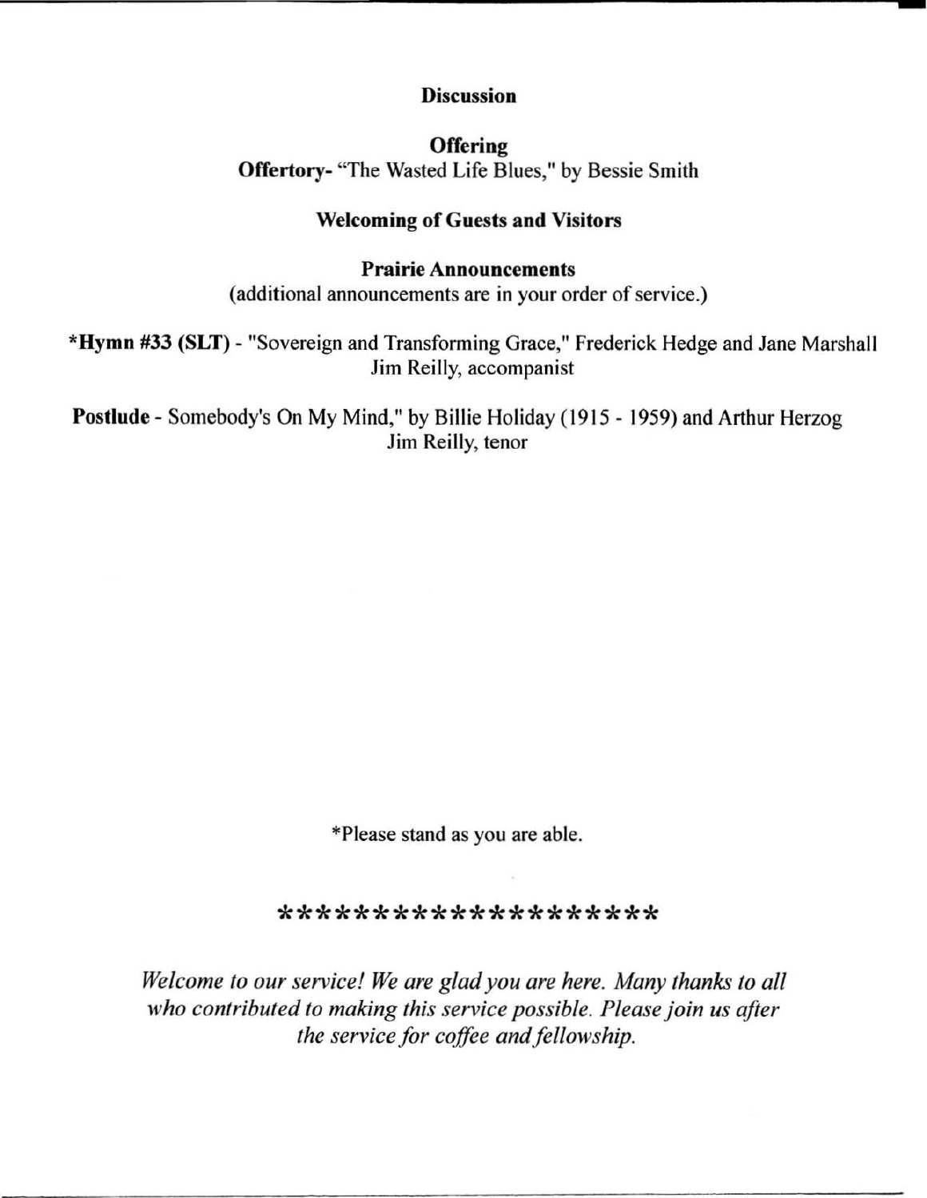**Discussion**

**Offering**

**Offertory-** "The Wasted Life Blues," by Bessie Smith

**Welcoming of Guests and Visitors**

**Prairie Announcements**

(additional announcements are in your order of service.)

***Hymn #33 (SLT)** - "Sovereign and Transforming Grace," Frederick Hedge and Jane Marshall
Jim Reilly, accompanist

**Postlude** - Somebody's On My Mind," by Billie Holiday (1915 - 1959) and Arthur Herzog
Jim Reilly, tenor

*Please stand as you are able.

*******************

*Welcome to our service! We are glad you are here. Many thanks to all who contributed to making this service possible. Please join us after the service for coffee and fellowship.*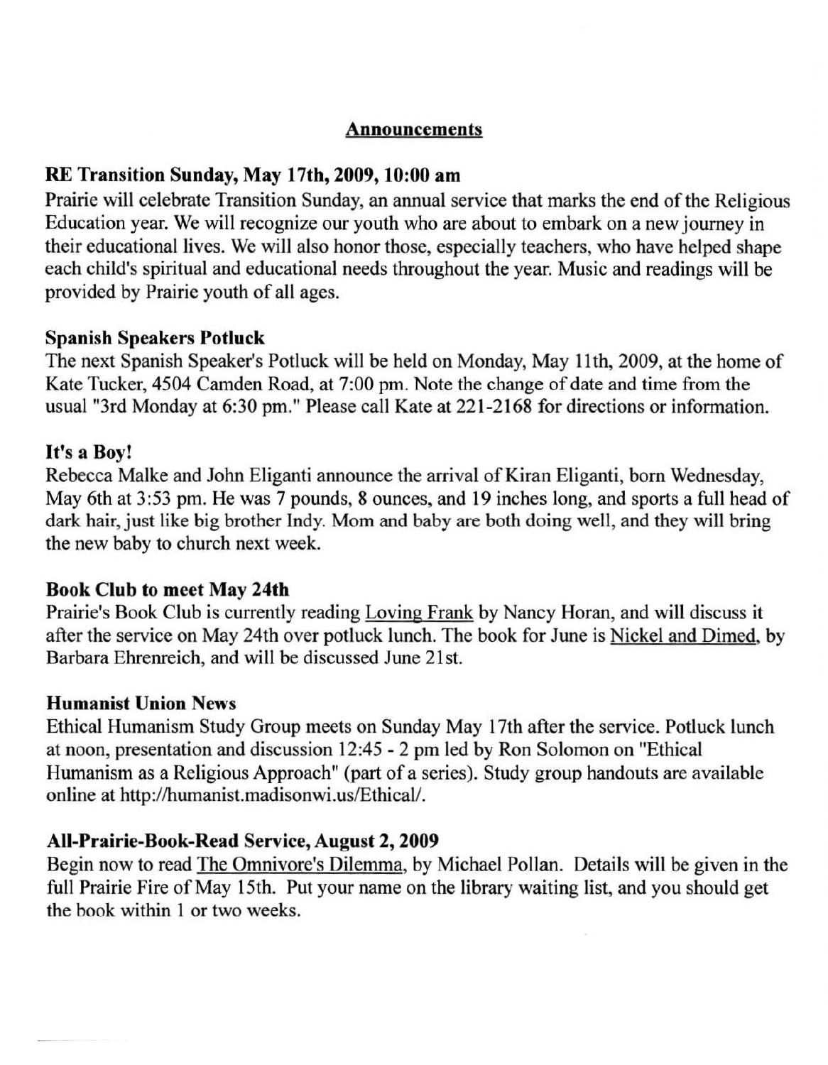## Announcements

### RE Transition Sunday, May 17th, 2009, 10:00 am

Prairie will celebrate Transition Sunday, an annual service that marks the end of the Religious Education year. We will recognize our youth who are about to embark on a new journey in their educational lives. We will also honor those, especially teachers, who have helped shape each child's spiritual and educational needs throughout the year. Music and readings will be provided by Prairie youth of all ages.

### Spanish Speakers Potluck

The next Spanish Speaker's Potluck will be held on Monday, May 11th, 2009, at the home of Kate Tucker, 4504 Camden Road, at 7:00 pm. Note the change of date and time from the usual "3rd Monday at 6:30 pm." Please call Kate at 221-2168 for directions or information.

### It's a Boy!

Rebecca Malke and John Eliganti announce the arrival of Kiran Eliganti, born Wednesday, May 6th at 3:53 pm. He was 7 pounds, 8 ounces, and 19 inches long, and sports a full head of dark hair, just like big brother Indy. Mom and baby are both doing well, and they will bring the new baby to church next week.

### Book Club to meet May 24th

Prairie's Book Club is currently reading Loving Frank by Nancy Horan, and will discuss it after the service on May 24th over potluck lunch. The book for June is Nickel and Dimed, by Barbara Ehrenreich, and will be discussed June 21st.

### Humanist Union News

Ethical Humanism Study Group meets on Sunday May 17th after the service. Potluck lunch at noon, presentation and discussion 12:45 - 2 pm led by Ron Solomon on "Ethical Humanism as a Religious Approach" (part of a series). Study group handouts are available online at http://humanist.madisonwi.us/Ethical/.

### All-Prairie-Book-Read Service, August 2, 2009

Begin now to read The Omnivore's Dilemma, by Michael Pollan. Details will be given in the full Prairie Fire of May 15th. Put your name on the library waiting list, and you should get the book within 1 or two weeks.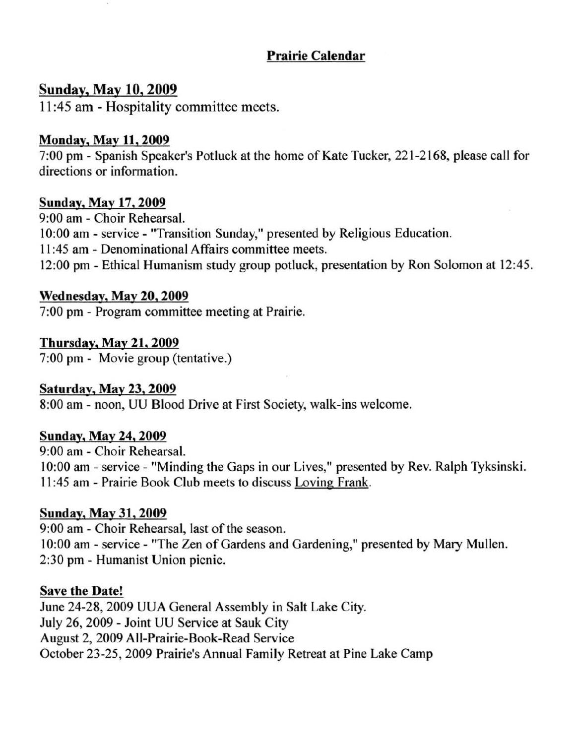## Prairie Calendar

**Sunday, May 10, 2009**

11:45 am - Hospitality committee meets.

**Monday, May 11, 2009**

7:00 pm - Spanish Speaker's Potluck at the home of Kate Tucker, 221-2168, please call for directions or information.

**Sunday, May 17, 2009**

9:00 am - Choir Rehearsal.
10:00 am - service - "Transition Sunday," presented by Religious Education.
11:45 am - Denominational Affairs committee meets.
12:00 pm - Ethical Humanism study group potluck, presentation by Ron Solomon at 12:45.

**Wednesday, May 20, 2009**

7:00 pm - Program committee meeting at Prairie.

**Thursday, May 21, 2009**

7:00 pm - Movie group (tentative.)

**Saturday, May 23, 2009**

8:00 am - noon, UU Blood Drive at First Society, walk-ins welcome.

**Sunday, May 24, 2009**

9:00 am - Choir Rehearsal.
10:00 am - service - "Minding the Gaps in our Lives," presented by Rev. Ralph Tyksinski.
11:45 am - Prairie Book Club meets to discuss Loving Frank.

**Sunday, May 31, 2009**

9:00 am - Choir Rehearsal, last of the season.
10:00 am - service - "The Zen of Gardens and Gardening," presented by Mary Mullen.
2:30 pm - Humanist Union picnic.

**Save the Date!**

June 24-28, 2009 UUA General Assembly in Salt Lake City.
July 26, 2009 - Joint UU Service at Sauk City
August 2, 2009 All-Prairie-Book-Read Service
October 23-25, 2009 Prairie's Annual Family Retreat at Pine Lake Camp